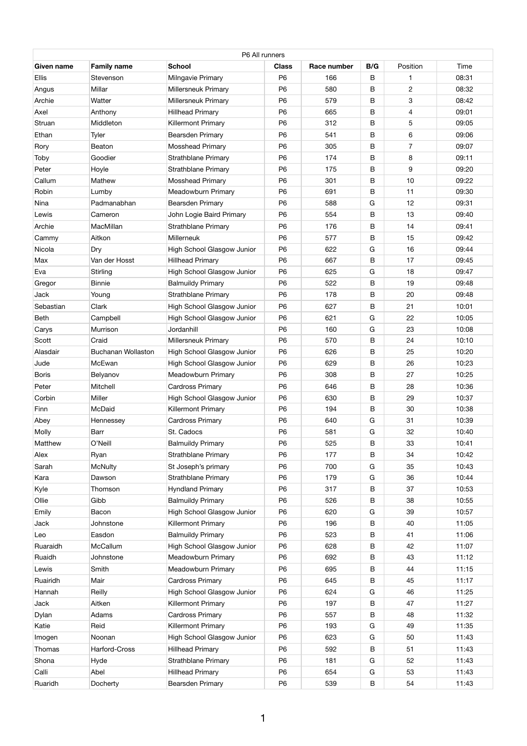| P6 All runners | | | | | | | |
|---|---|---|---|---|---|---|---|
| **Given name** | **Family name** | **School** | **Class** | **Race number** | **B/G** | Position | Time |
| Ellis | Stevenson | Milngavie Primary | P6 | 166 | B | 1 | 08:31 |
| Angus | Millar | Millersneuk Primary | P6 | 580 | B | 2 | 08:32 |
| Archie | Watter | Millersneuk Primary | P6 | 579 | B | 3 | 08:42 |
| Axel | Anthony | Hillhead Primary | P6 | 665 | B | 4 | 09:01 |
| Struan | Middleton | Killermont Primary | P6 | 312 | B | 5 | 09:05 |
| Ethan | Tyler | Bearsden Primary | P6 | 541 | B | 6 | 09:06 |
| Rory | Beaton | Mosshead Primary | P6 | 305 | B | 7 | 09:07 |
| Toby | Goodier | Strathblane Primary | P6 | 174 | B | 8 | 09:11 |
| Peter | Hoyle | Strathblane Primary | P6 | 175 | B | 9 | 09:20 |
| Callum | Mathew | Mosshead Primary | P6 | 301 | B | 10 | 09:22 |
| Robin | Lumby | Meadowburn Primary | P6 | 691 | B | 11 | 09:30 |
| Nina | Padmanabhan | Bearsden Primary | P6 | 588 | G | 12 | 09:31 |
| Lewis | Cameron | John Logie Baird Primary | P6 | 554 | B | 13 | 09:40 |
| Archie | MacMillan | Strathblane Primary | P6 | 176 | B | 14 | 09:41 |
| Cammy | Aitkon | Millerneuk | P6 | 577 | B | 15 | 09:42 |
| Nicola | Dry | High School Glasgow Junior | P6 | 622 | G | 16 | 09:44 |
| Max | Van der Hosst | Hillhead Primary | P6 | 667 | B | 17 | 09:45 |
| Eva | Stirling | High School Glasgow Junior | P6 | 625 | G | 18 | 09:47 |
| Gregor | Binnie | Balmuildy Primary | P6 | 522 | B | 19 | 09:48 |
| Jack | Young | Strathblane Primary | P6 | 178 | B | 20 | 09:48 |
| Sebastian | Clark | High School Glasgow Junior | P6 | 627 | B | 21 | 10:01 |
| Beth | Campbell | High School Glasgow Junior | P6 | 621 | G | 22 | 10:05 |
| Carys | Murrison | Jordanhill | P6 | 160 | G | 23 | 10:08 |
| Scott | Craid | Millersneuk Primary | P6 | 570 | B | 24 | 10:10 |
| Alasdair | Buchanan Wollaston | High School Glasgow Junior | P6 | 626 | B | 25 | 10:20 |
| Jude | McEwan | High School Glasgow Junior | P6 | 629 | B | 26 | 10:23 |
| Boris | Belyanov | Meadowburn Primary | P6 | 308 | B | 27 | 10:25 |
| Peter | Mitchell | Cardross Primary | P6 | 646 | B | 28 | 10:36 |
| Corbin | Miller | High School Glasgow Junior | P6 | 630 | B | 29 | 10:37 |
| Finn | McDaid | Killermont Primary | P6 | 194 | B | 30 | 10:38 |
| Abey | Hennessey | Cardross Primary | P6 | 640 | G | 31 | 10:39 |
| Molly | Barr | St. Cadocs | P6 | 581 | G | 32 | 10:40 |
| Matthew | O'Neill | Balmuildy Primary | P6 | 525 | B | 33 | 10:41 |
| Alex | Ryan | Strathblane Primary | P6 | 177 | B | 34 | 10:42 |
| Sarah | McNulty | St Joseph's primary | P6 | 700 | G | 35 | 10:43 |
| Kara | Dawson | Strathblane Primary | P6 | 179 | G | 36 | 10:44 |
| Kyle | Thomson | Hyndland Primary | P6 | 317 | B | 37 | 10:53 |
| Ollie | Gibb | Balmuildy Primary | P6 | 526 | B | 38 | 10:55 |
| Emily | Bacon | High School Glasgow Junior | P6 | 620 | G | 39 | 10:57 |
| Jack | Johnstone | Killermont Primary | P6 | 196 | B | 40 | 11:05 |
| Leo | Easdon | Balmuildy Primary | P6 | 523 | B | 41 | 11:06 |
| Ruaraidh | McCallum | High School Glasgow Junior | P6 | 628 | B | 42 | 11:07 |
| Ruaidh | Johnstone | Meadowburn Primary | P6 | 692 | B | 43 | 11:12 |
| Lewis | Smith | Meadowburn Primary | P6 | 695 | B | 44 | 11:15 |
| Ruairidh | Mair | Cardross Primary | P6 | 645 | B | 45 | 11:17 |
| Hannah | Reilly | High School Glasgow Junior | P6 | 624 | G | 46 | 11:25 |
| Jack | Aitken | Killermont Primary | P6 | 197 | B | 47 | 11:27 |
| Dylan | Adams | Cardross Primary | P6 | 557 | B | 48 | 11:32 |
| Katie | Reid | Killermont Primary | P6 | 193 | G | 49 | 11:35 |
| Imogen | Noonan | High School Glasgow Junior | P6 | 623 | G | 50 | 11:43 |
| Thomas | Harford-Cross | Hillhead Primary | P6 | 592 | B | 51 | 11:43 |
| Shona | Hyde | Strathblane Primary | P6 | 181 | G | 52 | 11:43 |
| Calli | Abel | Hillhead Primary | P6 | 654 | G | 53 | 11:43 |
| Ruaridh | Docherty | Bearsden Primary | P6 | 539 | B | 54 | 11:43 |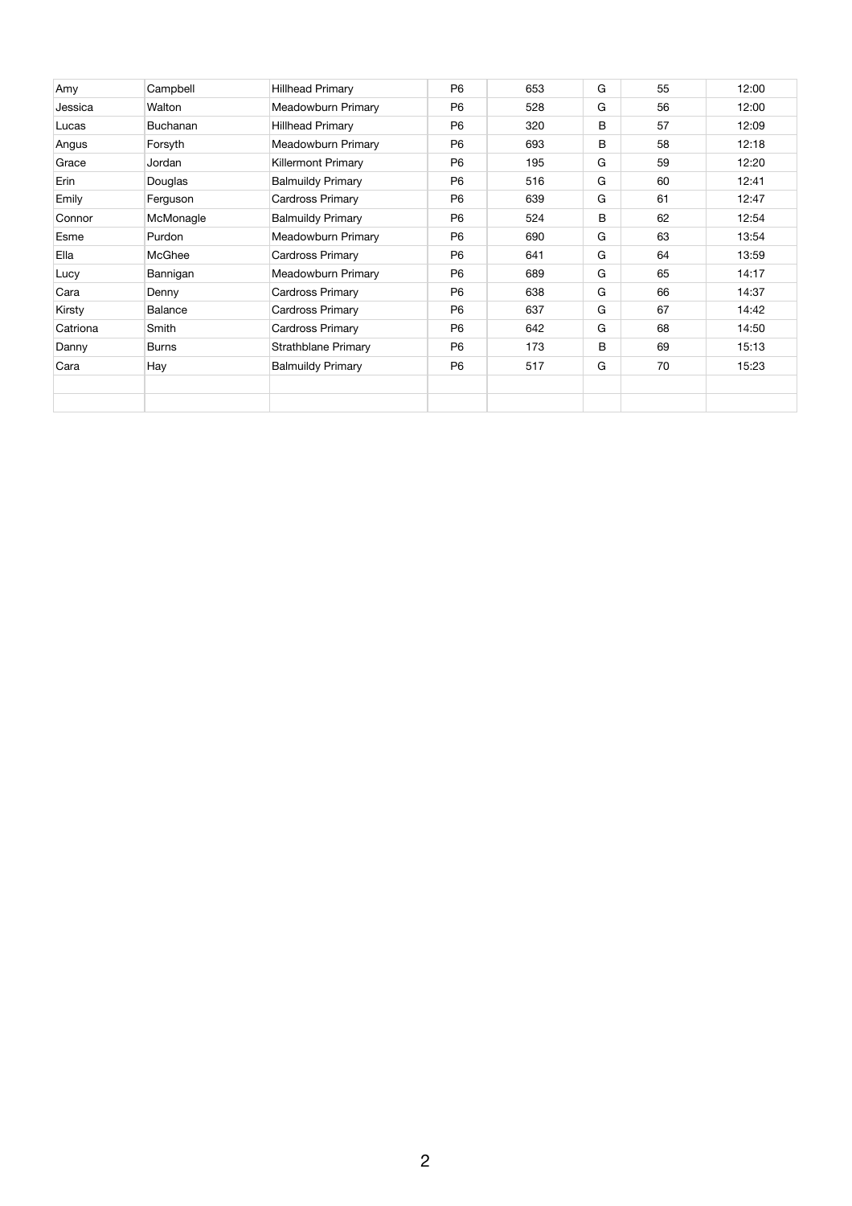| | | | | | | | |
|---|---|---|---|---|---|---|---|
| Amy | Campbell | Hillhead Primary | P6 | 653 | G | 55 | 12:00 |
| Jessica | Walton | Meadowburn Primary | P6 | 528 | G | 56 | 12:00 |
| Lucas | Buchanan | Hillhead Primary | P6 | 320 | B | 57 | 12:09 |
| Angus | Forsyth | Meadowburn Primary | P6 | 693 | B | 58 | 12:18 |
| Grace | Jordan | Killermont Primary | P6 | 195 | G | 59 | 12:20 |
| Erin | Douglas | Balmuildy Primary | P6 | 516 | G | 60 | 12:41 |
| Emily | Ferguson | Cardross Primary | P6 | 639 | G | 61 | 12:47 |
| Connor | McMonagle | Balmuildy Primary | P6 | 524 | B | 62 | 12:54 |
| Esme | Purdon | Meadowburn Primary | P6 | 690 | G | 63 | 13:54 |
| Ella | McGhee | Cardross Primary | P6 | 641 | G | 64 | 13:59 |
| Lucy | Bannigan | Meadowburn Primary | P6 | 689 | G | 65 | 14:17 |
| Cara | Denny | Cardross Primary | P6 | 638 | G | 66 | 14:37 |
| Kirsty | Balance | Cardross Primary | P6 | 637 | G | 67 | 14:42 |
| Catriona | Smith | Cardross Primary | P6 | 642 | G | 68 | 14:50 |
| Danny | Burns | Strathblane Primary | P6 | 173 | B | 69 | 15:13 |
| Cara | Hay | Balmuildy Primary | P6 | 517 | G | 70 | 15:23 |
| | | | | | | | |
| | | | | | | | |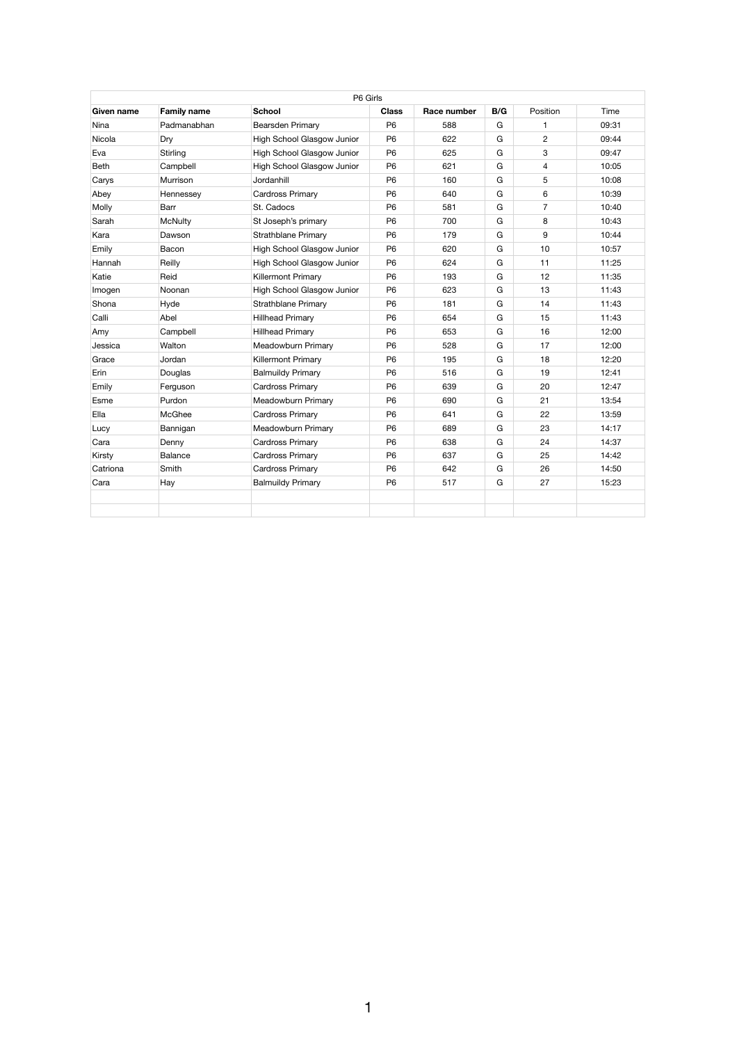| P6 Girls | | | | | | | |
|---|---|---|---|---|---|---|---|
| **Given name** | **Family name** | **School** | **Class** | **Race number** | **B/G** | Position | Time |
| Nina | Padmanabhan | Bearsden Primary | P6 | 588 | G | 1 | 09:31 |
| Nicola | Dry | High School Glasgow Junior | P6 | 622 | G | 2 | 09:44 |
| Eva | Stirling | High School Glasgow Junior | P6 | 625 | G | 3 | 09:47 |
| Beth | Campbell | High School Glasgow Junior | P6 | 621 | G | 4 | 10:05 |
| Carys | Murrison | Jordanhill | P6 | 160 | G | 5 | 10:08 |
| Abey | Hennessey | Cardross Primary | P6 | 640 | G | 6 | 10:39 |
| Molly | Barr | St. Cadocs | P6 | 581 | G | 7 | 10:40 |
| Sarah | McNulty | St Joseph's primary | P6 | 700 | G | 8 | 10:43 |
| Kara | Dawson | Strathblane Primary | P6 | 179 | G | 9 | 10:44 |
| Emily | Bacon | High School Glasgow Junior | P6 | 620 | G | 10 | 10:57 |
| Hannah | Reilly | High School Glasgow Junior | P6 | 624 | G | 11 | 11:25 |
| Katie | Reid | Killermont Primary | P6 | 193 | G | 12 | 11:35 |
| Imogen | Noonan | High School Glasgow Junior | P6 | 623 | G | 13 | 11:43 |
| Shona | Hyde | Strathblane Primary | P6 | 181 | G | 14 | 11:43 |
| Calli | Abel | Hillhead Primary | P6 | 654 | G | 15 | 11:43 |
| Amy | Campbell | Hillhead Primary | P6 | 653 | G | 16 | 12:00 |
| Jessica | Walton | Meadowburn Primary | P6 | 528 | G | 17 | 12:00 |
| Grace | Jordan | Killermont Primary | P6 | 195 | G | 18 | 12:20 |
| Erin | Douglas | Balmuildy Primary | P6 | 516 | G | 19 | 12:41 |
| Emily | Ferguson | Cardross Primary | P6 | 639 | G | 20 | 12:47 |
| Esme | Purdon | Meadowburn Primary | P6 | 690 | G | 21 | 13:54 |
| Ella | McGhee | Cardross Primary | P6 | 641 | G | 22 | 13:59 |
| Lucy | Bannigan | Meadowburn Primary | P6 | 689 | G | 23 | 14:17 |
| Cara | Denny | Cardross Primary | P6 | 638 | G | 24 | 14:37 |
| Kirsty | Balance | Cardross Primary | P6 | 637 | G | 25 | 14:42 |
| Catriona | Smith | Cardross Primary | P6 | 642 | G | 26 | 14:50 |
| Cara | Hay | Balmuildy Primary | P6 | 517 | G | 27 | 15:23 |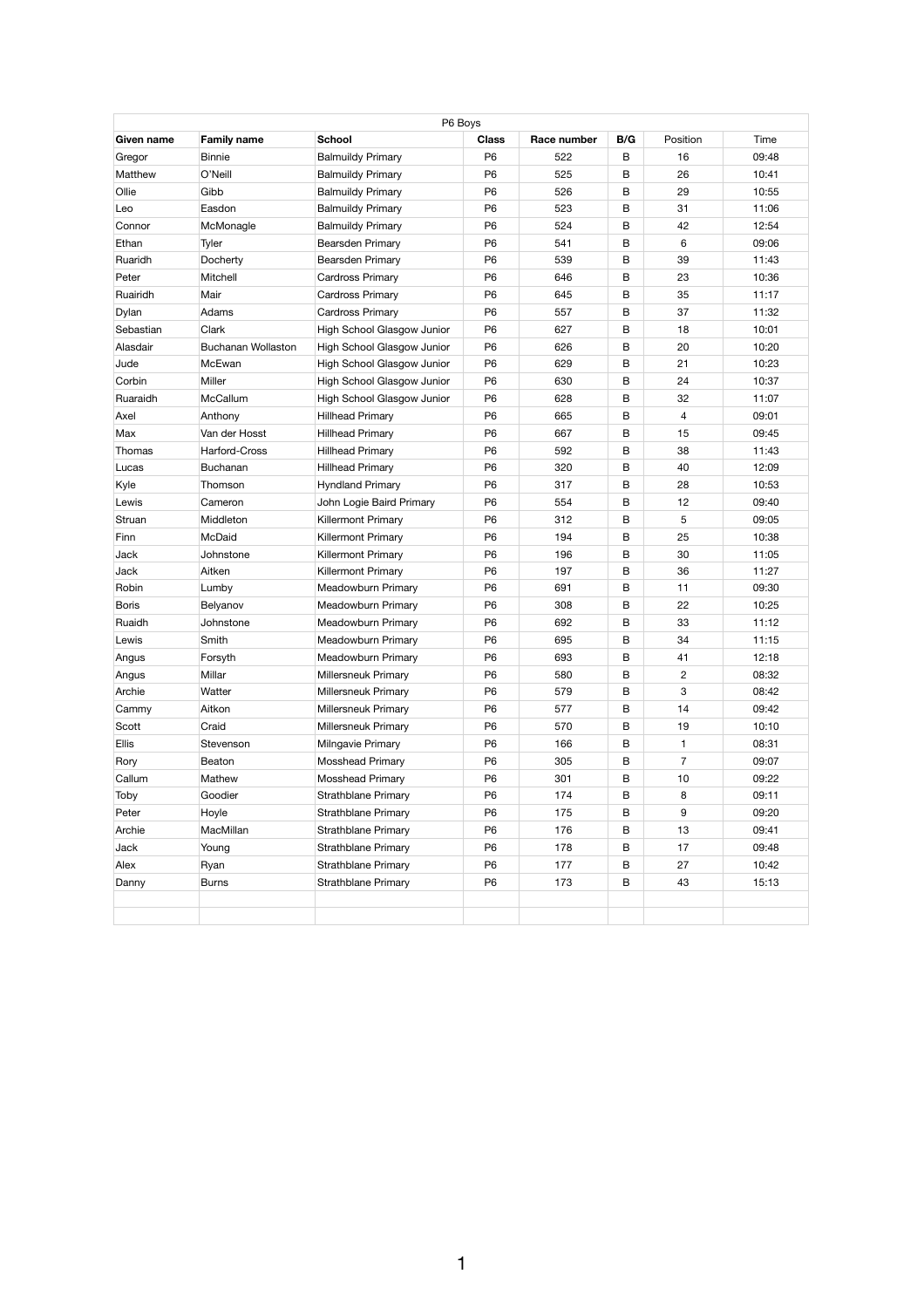| P6 Boys | | | | | | | |
|---|---|---|---|---|---|---|---|
| **Given name** | **Family name** | **School** | **Class** | **Race number** | **B/G** | Position | Time |
| Gregor | Binnie | Balmuildy Primary | P6 | 522 | B | 16 | 09:48 |
| Matthew | O'Neill | Balmuildy Primary | P6 | 525 | B | 26 | 10:41 |
| Ollie | Gibb | Balmuildy Primary | P6 | 526 | B | 29 | 10:55 |
| Leo | Easdon | Balmuildy Primary | P6 | 523 | B | 31 | 11:06 |
| Connor | McMonagle | Balmuildy Primary | P6 | 524 | B | 42 | 12:54 |
| Ethan | Tyler | Bearsden Primary | P6 | 541 | B | 6 | 09:06 |
| Ruaridh | Docherty | Bearsden Primary | P6 | 539 | B | 39 | 11:43 |
| Peter | Mitchell | Cardross Primary | P6 | 646 | B | 23 | 10:36 |
| Ruairidh | Mair | Cardross Primary | P6 | 645 | B | 35 | 11:17 |
| Dylan | Adams | Cardross Primary | P6 | 557 | B | 37 | 11:32 |
| Sebastian | Clark | High School Glasgow Junior | P6 | 627 | B | 18 | 10:01 |
| Alasdair | Buchanan Wollaston | High School Glasgow Junior | P6 | 626 | B | 20 | 10:20 |
| Jude | McEwan | High School Glasgow Junior | P6 | 629 | B | 21 | 10:23 |
| Corbin | Miller | High School Glasgow Junior | P6 | 630 | B | 24 | 10:37 |
| Ruaraidh | McCallum | High School Glasgow Junior | P6 | 628 | B | 32 | 11:07 |
| Axel | Anthony | Hillhead Primary | P6 | 665 | B | 4 | 09:01 |
| Max | Van der Hosst | Hillhead Primary | P6 | 667 | B | 15 | 09:45 |
| Thomas | Harford-Cross | Hillhead Primary | P6 | 592 | B | 38 | 11:43 |
| Lucas | Buchanan | Hillhead Primary | P6 | 320 | B | 40 | 12:09 |
| Kyle | Thomson | Hyndland Primary | P6 | 317 | B | 28 | 10:53 |
| Lewis | Cameron | John Logie Baird Primary | P6 | 554 | B | 12 | 09:40 |
| Struan | Middleton | Killermont Primary | P6 | 312 | B | 5 | 09:05 |
| Finn | McDaid | Killermont Primary | P6 | 194 | B | 25 | 10:38 |
| Jack | Johnstone | Killermont Primary | P6 | 196 | B | 30 | 11:05 |
| Jack | Aitken | Killermont Primary | P6 | 197 | B | 36 | 11:27 |
| Robin | Lumby | Meadowburn Primary | P6 | 691 | B | 11 | 09:30 |
| Boris | Belyanov | Meadowburn Primary | P6 | 308 | B | 22 | 10:25 |
| Ruaidh | Johnstone | Meadowburn Primary | P6 | 692 | B | 33 | 11:12 |
| Lewis | Smith | Meadowburn Primary | P6 | 695 | B | 34 | 11:15 |
| Angus | Forsyth | Meadowburn Primary | P6 | 693 | B | 41 | 12:18 |
| Angus | Millar | Millersneuk Primary | P6 | 580 | B | 2 | 08:32 |
| Archie | Watter | Millersneuk Primary | P6 | 579 | B | 3 | 08:42 |
| Cammy | Aitkon | Millersneuk Primary | P6 | 577 | B | 14 | 09:42 |
| Scott | Craid | Millersneuk Primary | P6 | 570 | B | 19 | 10:10 |
| Ellis | Stevenson | Milngavie Primary | P6 | 166 | B | 1 | 08:31 |
| Rory | Beaton | Mosshead Primary | P6 | 305 | B | 7 | 09:07 |
| Callum | Mathew | Mosshead Primary | P6 | 301 | B | 10 | 09:22 |
| Toby | Goodier | Strathblane Primary | P6 | 174 | B | 8 | 09:11 |
| Peter | Hoyle | Strathblane Primary | P6 | 175 | B | 9 | 09:20 |
| Archie | MacMillan | Strathblane Primary | P6 | 176 | B | 13 | 09:41 |
| Jack | Young | Strathblane Primary | P6 | 178 | B | 17 | 09:48 |
| Alex | Ryan | Strathblane Primary | P6 | 177 | B | 27 | 10:42 |
| Danny | Burns | Strathblane Primary | P6 | 173 | B | 43 | 15:13 |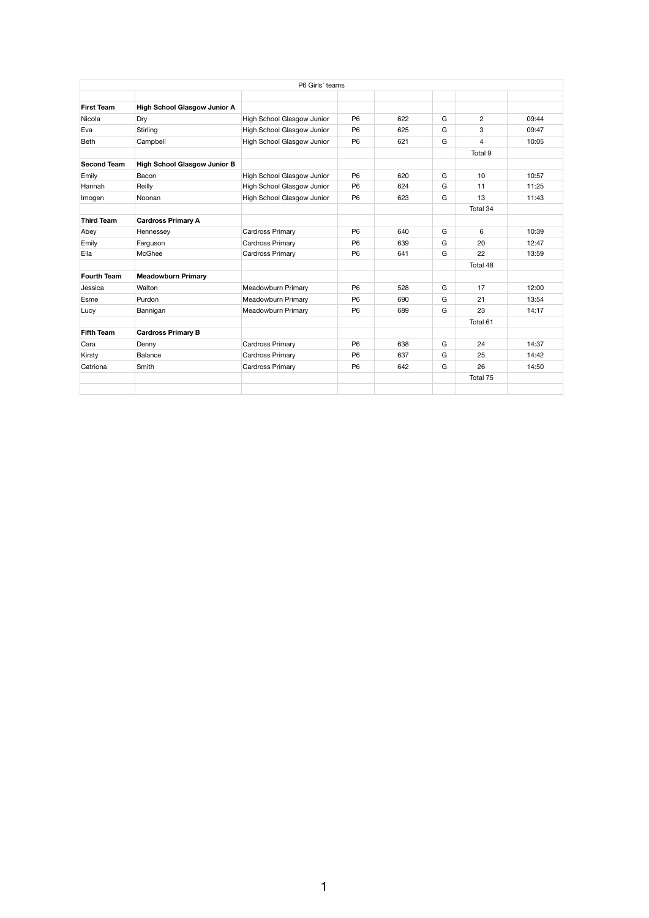| P6 Girls' teams | | | | | | | |
|---|---|---|---|---|---|---|---|
| | | | | | | | |
| **First Team** | **High School Glasgow Junior A** | | | | | | |
| Nicola | Dry | High School Glasgow Junior | P6 | 622 | G | 2 | 09:44 |
| Eva | Stirling | High School Glasgow Junior | P6 | 625 | G | 3 | 09:47 |
| Beth | Campbell | High School Glasgow Junior | P6 | 621 | G | 4 | 10:05 |
| | | | | | | Total 9 | |
| **Second Team** | **High School Glasgow Junior B** | | | | | | |
| Emily | Bacon | High School Glasgow Junior | P6 | 620 | G | 10 | 10:57 |
| Hannah | Reilly | High School Glasgow Junior | P6 | 624 | G | 11 | 11:25 |
| Imogen | Noonan | High School Glasgow Junior | P6 | 623 | G | 13 | 11:43 |
| | | | | | | Total 34 | |
| **Third Team** | **Cardross Primary A** | | | | | | |
| Abey | Hennessey | Cardross Primary | P6 | 640 | G | 6 | 10:39 |
| Emily | Ferguson | Cardross Primary | P6 | 639 | G | 20 | 12:47 |
| Ella | McGhee | Cardross Primary | P6 | 641 | G | 22 | 13:59 |
| | | | | | | Total 48 | |
| **Fourth Team** | **Meadowburn Primary** | | | | | | |
| Jessica | Walton | Meadowburn Primary | P6 | 528 | G | 17 | 12:00 |
| Esme | Purdon | Meadowburn Primary | P6 | 690 | G | 21 | 13:54 |
| Lucy | Bannigan | Meadowburn Primary | P6 | 689 | G | 23 | 14:17 |
| | | | | | | Total 61 | |
| **Fifth Team** | **Cardross Primary B** | | | | | | |
| Cara | Denny | Cardross Primary | P6 | 638 | G | 24 | 14:37 |
| Kirsty | Balance | Cardross Primary | P6 | 637 | G | 25 | 14:42 |
| Catriona | Smith | Cardross Primary | P6 | 642 | G | 26 | 14:50 |
| | | | | | | Total 75 | |
| | | | | | | | |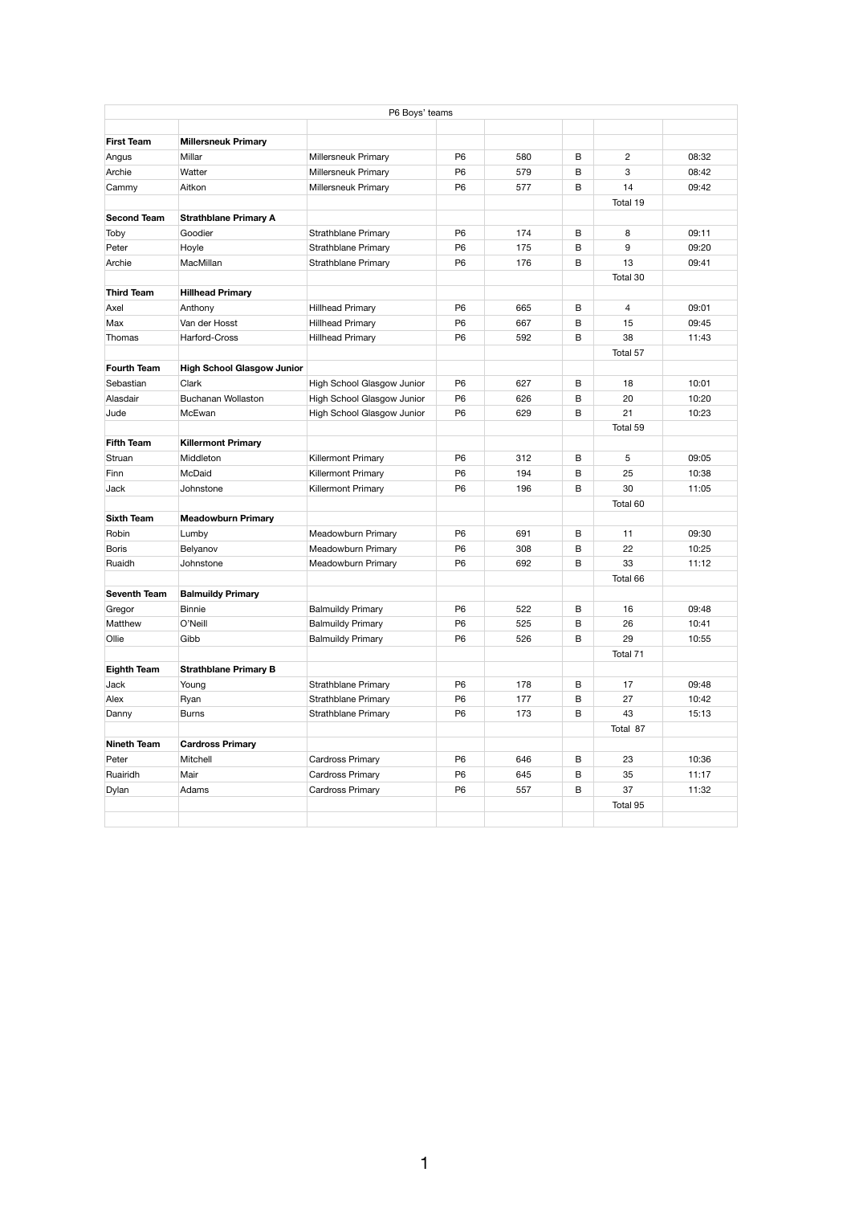| P6 Boys' teams | | | | | | | |
|---|---|---|---|---|---|---|---|
| | | | | | | | |
| **First Team** | **Millersneuk Primary** | | | | | | |
| Angus | Millar | Millersneuk Primary | P6 | 580 | B | 2 | 08:32 |
| Archie | Watter | Millersneuk Primary | P6 | 579 | B | 3 | 08:42 |
| Cammy | Aitkon | Millersneuk Primary | P6 | 577 | B | 14 | 09:42 |
| | | | | | | Total 19 | |
| **Second Team** | **Strathblane Primary A** | | | | | | |
| Toby | Goodier | Strathblane Primary | P6 | 174 | B | 8 | 09:11 |
| Peter | Hoyle | Strathblane Primary | P6 | 175 | B | 9 | 09:20 |
| Archie | MacMillan | Strathblane Primary | P6 | 176 | B | 13 | 09:41 |
| | | | | | | Total 30 | |
| **Third Team** | **Hillhead Primary** | | | | | | |
| Axel | Anthony | Hillhead Primary | P6 | 665 | B | 4 | 09:01 |
| Max | Van der Hosst | Hillhead Primary | P6 | 667 | B | 15 | 09:45 |
| Thomas | Harford-Cross | Hillhead Primary | P6 | 592 | B | 38 | 11:43 |
| | | | | | | Total 57 | |
| **Fourth Team** | **High School Glasgow Junior** | | | | | | |
| Sebastian | Clark | High School Glasgow Junior | P6 | 627 | B | 18 | 10:01 |
| Alasdair | Buchanan Wollaston | High School Glasgow Junior | P6 | 626 | B | 20 | 10:20 |
| Jude | McEwan | High School Glasgow Junior | P6 | 629 | B | 21 | 10:23 |
| | | | | | | Total 59 | |
| **Fifth Team** | **Killermont Primary** | | | | | | |
| Struan | Middleton | Killermont Primary | P6 | 312 | B | 5 | 09:05 |
| Finn | McDaid | Killermont Primary | P6 | 194 | B | 25 | 10:38 |
| Jack | Johnstone | Killermont Primary | P6 | 196 | B | 30 | 11:05 |
| | | | | | | Total 60 | |
| **Sixth Team** | **Meadowburn Primary** | | | | | | |
| Robin | Lumby | Meadowburn Primary | P6 | 691 | B | 11 | 09:30 |
| Boris | Belyanov | Meadowburn Primary | P6 | 308 | B | 22 | 10:25 |
| Ruaidh | Johnstone | Meadowburn Primary | P6 | 692 | B | 33 | 11:12 |
| | | | | | | Total 66 | |
| **Seventh Team** | **Balmuildy Primary** | | | | | | |
| Gregor | Binnie | Balmuildy Primary | P6 | 522 | B | 16 | 09:48 |
| Matthew | O'Neill | Balmuildy Primary | P6 | 525 | B | 26 | 10:41 |
| Ollie | Gibb | Balmuildy Primary | P6 | 526 | B | 29 | 10:55 |
| | | | | | | Total 71 | |
| **Eighth Team** | **Strathblane Primary B** | | | | | | |
| Jack | Young | Strathblane Primary | P6 | 178 | B | 17 | 09:48 |
| Alex | Ryan | Strathblane Primary | P6 | 177 | B | 27 | 10:42 |
| Danny | Burns | Strathblane Primary | P6 | 173 | B | 43 | 15:13 |
| | | | | | | Total 87 | |
| **Nineth Team** | **Cardross Primary** | | | | | | |
| Peter | Mitchell | Cardross Primary | P6 | 646 | B | 23 | 10:36 |
| Ruairidh | Mair | Cardross Primary | P6 | 645 | B | 35 | 11:17 |
| Dylan | Adams | Cardross Primary | P6 | 557 | B | 37 | 11:32 |
| | | | | | | Total 95 | |